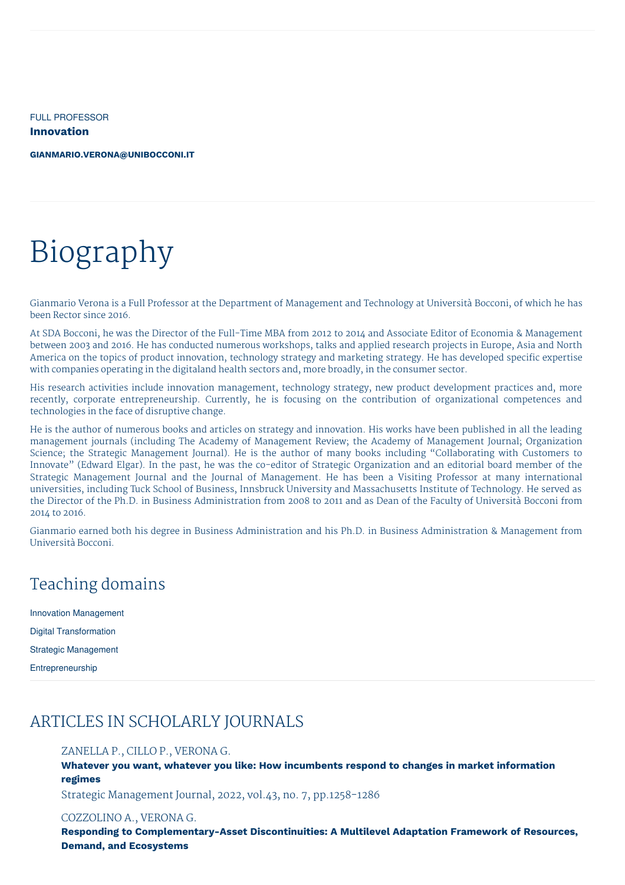FULL PROFESSOR

**Innovation**

**GIANMARIO.VERONA@UNIBOCCONI.IT**

# Biography

Gianmario Verona is a Full Professor at the Department of Management and Technology at Università Bocconi, of which he has been Rector since 2016.

At SDA Bocconi, he was the Director of the Full-Time MBA from 2012 to 2014 and Associate Editor of Economia & Management between 2003 and 2016. He has conducted numerous workshops, talks and applied research projects in Europe, Asia and North America on the topics of product innovation, technology strategy and marketing strategy. He has developed specific expertise with companies operating in the digitaland health sectors and, more broadly, in the consumer sector.

His research activities include innovation management, technology strategy, new product development practices and, more recently, corporate entrepreneurship. Currently, he is focusing on the contribution of organizational competences and technologies in the face of disruptive change.

He is the author of numerous books and articles on strategy and innovation. His works have been published in all the leading management journals (including The Academy of Management Review; the Academy of Management Journal; Organization Science; the Strategic Management Journal). He is the author of many books including "Collaborating with Customers to Innovate" (Edward Elgar). In the past, he was the co-editor of Strategic Organization and an editorial board member of the Strategic Management Journal and the Journal of Management. He has been a Visiting Professor at many international universities, including Tuck School of Business, Innsbruck University and Massachusetts Institute of Technology. He served as the Director of the Ph.D. in Business Administration from 2008 to 2011 and as Dean of the Faculty of Università Bocconi from 2014 to 2016.

Gianmario earned both his degree in Business Administration and his Ph.D. in Business Administration & Management from Università Bocconi.

## Teaching domains

Innovation Management

Digital Transformation

Strategic Management

Entrepreneurship

## ARTICLES IN SCHOLARLY JOURNALS

ZANELLA P., CILLO P., VERONA G.
**Whatever you want, whatever you like: How incumbents respond to changes in market information regimes**
Strategic Management Journal, 2022, vol.43, no. 7, pp.1258-1286

COZZOLINO A., VERONA G.
**Responding to Complementary-Asset Discontinuities: A Multilevel Adaptation Framework of Resources, Demand, and Ecosystems**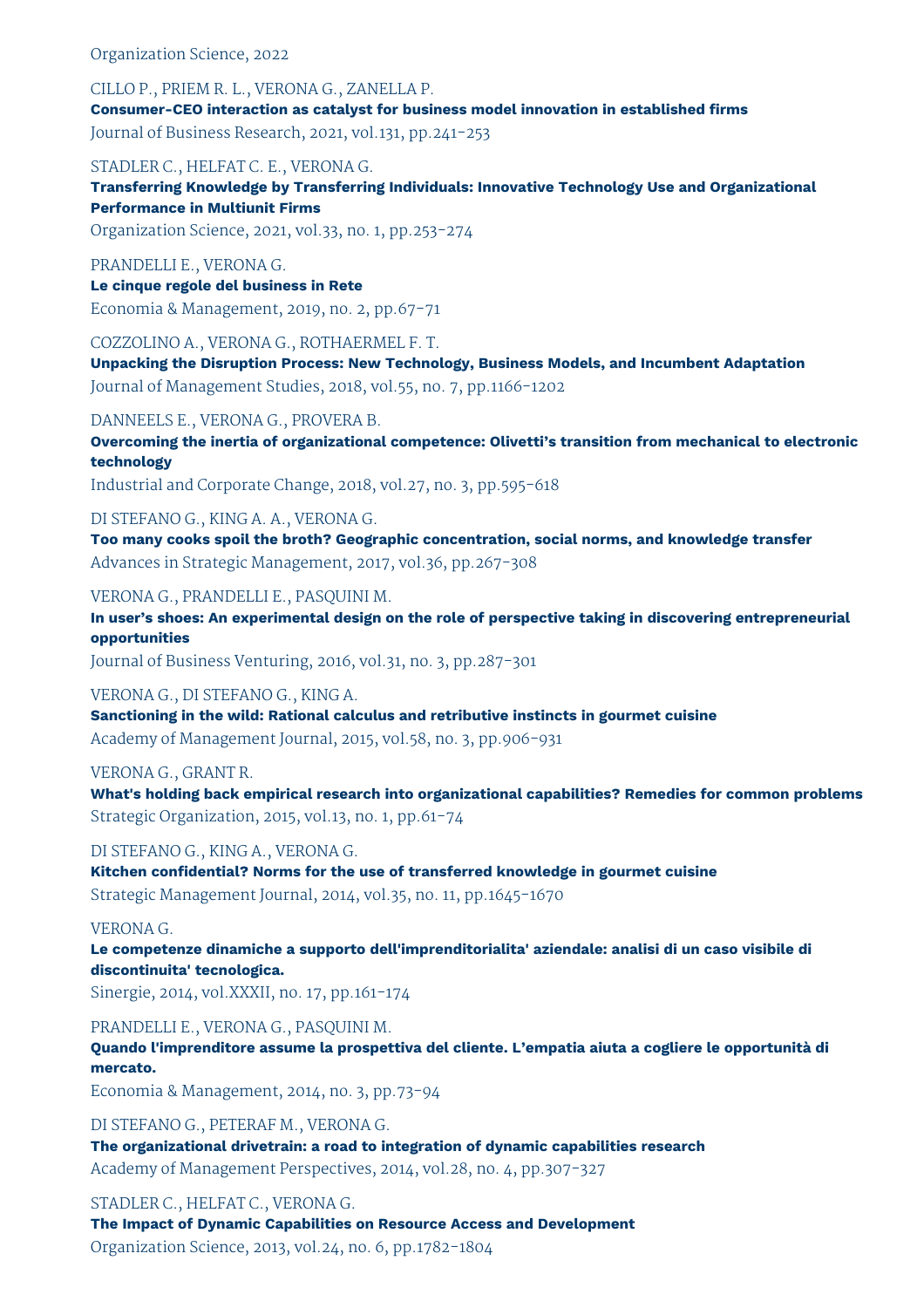Organization Science, 2022

CILLO P., PRIEM R. L., VERONA G., ZANELLA P.
**Consumer-CEO interaction as catalyst for business model innovation in established firms**
Journal of Business Research, 2021, vol.131, pp.241-253

STADLER C., HELFAT C. E., VERONA G.
**Transferring Knowledge by Transferring Individuals: Innovative Technology Use and Organizational Performance in Multiunit Firms**
Organization Science, 2021, vol.33, no. 1, pp.253-274

PRANDELLI E., VERONA G.
**Le cinque regole del business in Rete**
Economia & Management, 2019, no. 2, pp.67-71

COZZOLINO A., VERONA G., ROTHAERMEL F. T.
**Unpacking the Disruption Process: New Technology, Business Models, and Incumbent Adaptation**
Journal of Management Studies, 2018, vol.55, no. 7, pp.1166-1202

DANNEELS E., VERONA G., PROVERA B.
**Overcoming the inertia of organizational competence: Olivetti's transition from mechanical to electronic technology**
Industrial and Corporate Change, 2018, vol.27, no. 3, pp.595-618

DI STEFANO G., KING A. A., VERONA G.
**Too many cooks spoil the broth? Geographic concentration, social norms, and knowledge transfer**
Advances in Strategic Management, 2017, vol.36, pp.267-308

VERONA G., PRANDELLI E., PASQUINI M.
**In user's shoes: An experimental design on the role of perspective taking in discovering entrepreneurial opportunities**
Journal of Business Venturing, 2016, vol.31, no. 3, pp.287-301

VERONA G., DI STEFANO G., KING A.
**Sanctioning in the wild: Rational calculus and retributive instincts in gourmet cuisine**
Academy of Management Journal, 2015, vol.58, no. 3, pp.906-931

VERONA G., GRANT R.
**What's holding back empirical research into organizational capabilities? Remedies for common problems**
Strategic Organization, 2015, vol.13, no. 1, pp.61-74

DI STEFANO G., KING A., VERONA G.
**Kitchen confidential? Norms for the use of transferred knowledge in gourmet cuisine**
Strategic Management Journal, 2014, vol.35, no. 11, pp.1645-1670

VERONA G.
**Le competenze dinamiche a supporto dell'imprenditorialita' aziendale: analisi di un caso visibile di discontinuita' tecnologica.**
Sinergie, 2014, vol.XXXII, no. 17, pp.161-174

PRANDELLI E., VERONA G., PASQUINI M.
**Quando l'imprenditore assume la prospettiva del cliente. L'empatia aiuta a cogliere le opportunità di mercato.**
Economia & Management, 2014, no. 3, pp.73-94

DI STEFANO G., PETERAF M., VERONA G.
**The organizational drivetrain: a road to integration of dynamic capabilities research**
Academy of Management Perspectives, 2014, vol.28, no. 4, pp.307-327

STADLER C., HELFAT C., VERONA G.
**The Impact of Dynamic Capabilities on Resource Access and Development**
Organization Science, 2013, vol.24, no. 6, pp.1782-1804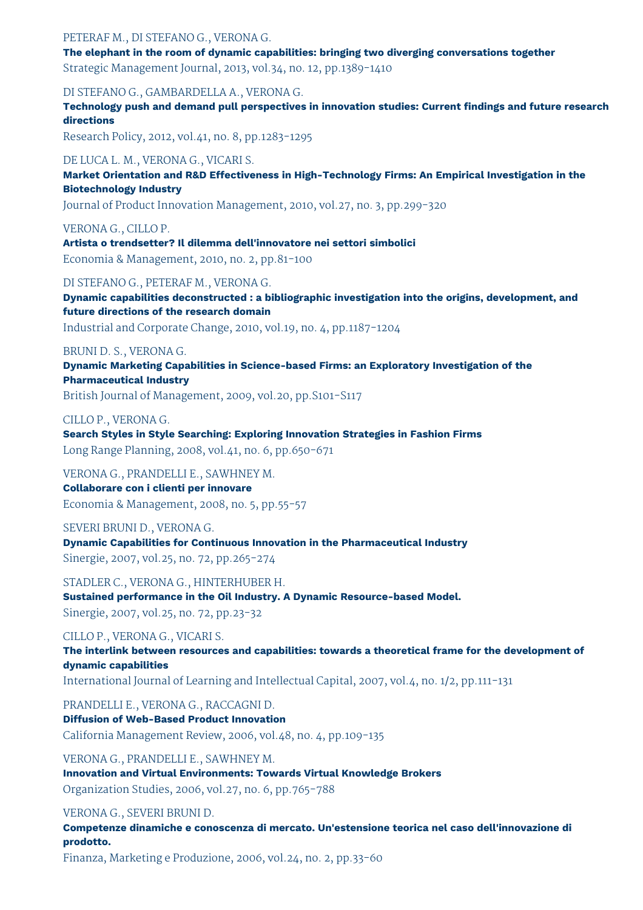PETERAF M., DI STEFANO G., VERONA G.
**The elephant in the room of dynamic capabilities: bringing two diverging conversations together**
Strategic Management Journal, 2013, vol.34, no. 12, pp.1389-1410

DI STEFANO G., GAMBARDELLA A., VERONA G.
**Technology push and demand pull perspectives in innovation studies: Current findings and future research directions**
Research Policy, 2012, vol.41, no. 8, pp.1283-1295

DE LUCA L. M., VERONA G., VICARI S.
**Market Orientation and R&D Effectiveness in High-Technology Firms: An Empirical Investigation in the Biotechnology Industry**
Journal of Product Innovation Management, 2010, vol.27, no. 3, pp.299-320

VERONA G., CILLO P.
**Artista o trendsetter? Il dilemma dell'innovatore nei settori simbolici**
Economia & Management, 2010, no. 2, pp.81-100

DI STEFANO G., PETERAF M., VERONA G.
**Dynamic capabilities deconstructed : a bibliographic investigation into the origins, development, and future directions of the research domain**
Industrial and Corporate Change, 2010, vol.19, no. 4, pp.1187-1204

BRUNI D. S., VERONA G.
**Dynamic Marketing Capabilities in Science-based Firms: an Exploratory Investigation of the Pharmaceutical Industry**
British Journal of Management, 2009, vol.20, pp.S101-S117

CILLO P., VERONA G.
**Search Styles in Style Searching: Exploring Innovation Strategies in Fashion Firms**
Long Range Planning, 2008, vol.41, no. 6, pp.650-671

VERONA G., PRANDELLI E., SAWHNEY M.
**Collaborare con i clienti per innovare**
Economia & Management, 2008, no. 5, pp.55-57

SEVERI BRUNI D., VERONA G.
**Dynamic Capabilities for Continuous Innovation in the Pharmaceutical Industry**
Sinergie, 2007, vol.25, no. 72, pp.265-274

STADLER C., VERONA G., HINTERHUBER H.
**Sustained performance in the Oil Industry. A Dynamic Resource-based Model.**
Sinergie, 2007, vol.25, no. 72, pp.23-32

CILLO P., VERONA G., VICARI S.
**The interlink between resources and capabilities: towards a theoretical frame for the development of dynamic capabilities**
International Journal of Learning and Intellectual Capital, 2007, vol.4, no. 1/2, pp.111-131

PRANDELLI E., VERONA G., RACCAGNI D.
**Diffusion of Web-Based Product Innovation**
California Management Review, 2006, vol.48, no. 4, pp.109-135

VERONA G., PRANDELLI E., SAWHNEY M.
**Innovation and Virtual Environments: Towards Virtual Knowledge Brokers**
Organization Studies, 2006, vol.27, no. 6, pp.765-788

VERONA G., SEVERI BRUNI D.
**Competenze dinamiche e conoscenza di mercato. Un'estensione teorica nel caso dell'innovazione di prodotto.**
Finanza, Marketing e Produzione, 2006, vol.24, no. 2, pp.33-60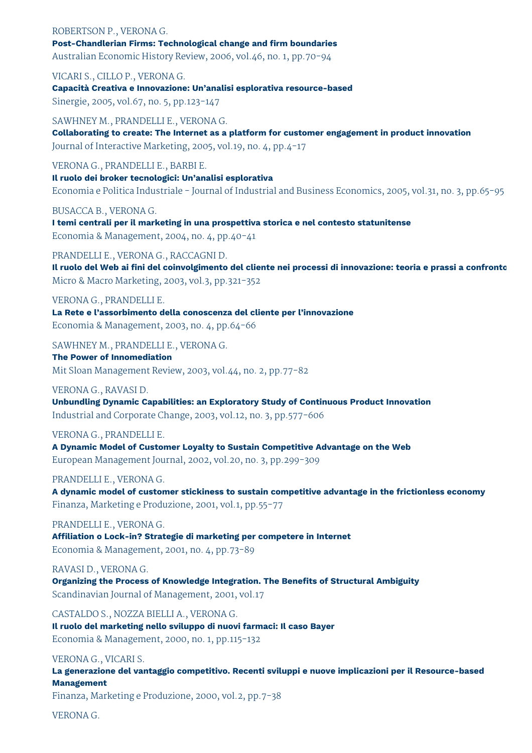ROBERTSON P., VERONA G.
**Post-Chandlerian Firms: Technological change and firm boundaries**
Australian Economic History Review, 2006, vol.46, no. 1, pp.70-94

VICARI S., CILLO P., VERONA G.
**Capacità Creativa e Innovazione: Un'analisi esplorativa resource-based**
Sinergie, 2005, vol.67, no. 5, pp.123-147

SAWHNEY M., PRANDELLI E., VERONA G.
**Collaborating to create: The Internet as a platform for customer engagement in product innovation**
Journal of Interactive Marketing, 2005, vol.19, no. 4, pp.4-17

VERONA G., PRANDELLI E., BARBI E.
**Il ruolo dei broker tecnologici: Un'analisi esplorativa**
Economia e Politica Industriale - Journal of Industrial and Business Economics, 2005, vol.31, no. 3, pp.65-95

BUSACCA B., VERONA G.
**I temi centrali per il marketing in una prospettiva storica e nel contesto statunitense**
Economia & Management, 2004, no. 4, pp.40-41

PRANDELLI E., VERONA G., RACCAGNI D.
**Il ruolo del Web ai fini del coinvolgimento del cliente nei processi di innovazione: teoria e prassi a confronto**
Micro & Macro Marketing, 2003, vol.3, pp.321-352

VERONA G., PRANDELLI E.
**La Rete e l'assorbimento della conoscenza del cliente per l'innovazione**
Economia & Management, 2003, no. 4, pp.64-66

SAWHNEY M., PRANDELLI E., VERONA G.
**The Power of Innomediation**
Mit Sloan Management Review, 2003, vol.44, no. 2, pp.77-82

VERONA G., RAVASI D.
**Unbundling Dynamic Capabilities: an Exploratory Study of Continuous Product Innovation**
Industrial and Corporate Change, 2003, vol.12, no. 3, pp.577-606

VERONA G., PRANDELLI E.
**A Dynamic Model of Customer Loyalty to Sustain Competitive Advantage on the Web**
European Management Journal, 2002, vol.20, no. 3, pp.299-309

PRANDELLI E., VERONA G.
**A dynamic model of customer stickiness to sustain competitive advantage in the frictionless economy**
Finanza, Marketing e Produzione, 2001, vol.1, pp.55-77

PRANDELLI E., VERONA G.
**Affiliation o Lock-in? Strategie di marketing per competere in Internet**
Economia & Management, 2001, no. 4, pp.73-89

RAVASI D., VERONA G.
**Organizing the Process of Knowledge Integration. The Benefits of Structural Ambiguity**
Scandinavian Journal of Management, 2001, vol.17

CASTALDO S., NOZZA BIELLI A., VERONA G.
**Il ruolo del marketing nello sviluppo di nuovi farmaci: Il caso Bayer**
Economia & Management, 2000, no. 1, pp.115-132

VERONA G., VICARI S.
**La generazione del vantaggio competitivo. Recenti sviluppi e nuove implicazioni per il Resource-based Management**
Finanza, Marketing e Produzione, 2000, vol.2, pp.7-38

VERONA G.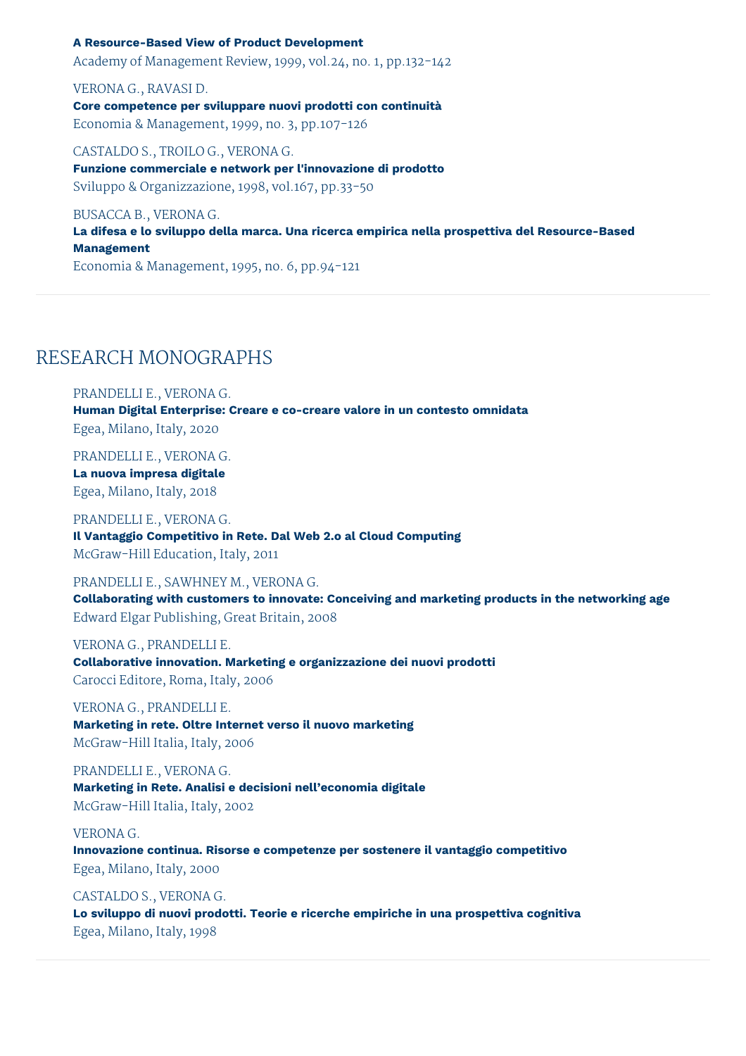**A Resource-Based View of Product Development**
Academy of Management Review, 1999, vol.24, no. 1, pp.132-142

VERONA G., RAVASI D.
**Core competence per sviluppare nuovi prodotti con continuità**
Economia & Management, 1999, no. 3, pp.107-126

CASTALDO S., TROILO G., VERONA G.
**Funzione commerciale e network per l'innovazione di prodotto**
Sviluppo & Organizzazione, 1998, vol.167, pp.33-50

BUSACCA B., VERONA G.
**La difesa e lo sviluppo della marca. Una ricerca empirica nella prospettiva del Resource-Based Management**
Economia & Management, 1995, no. 6, pp.94-121

## RESEARCH MONOGRAPHS

PRANDELLI E., VERONA G.
**Human Digital Enterprise: Creare e co-creare valore in un contesto omnidata**
Egea, Milano, Italy, 2020

PRANDELLI E., VERONA G.
**La nuova impresa digitale**
Egea, Milano, Italy, 2018

PRANDELLI E., VERONA G.
**Il Vantaggio Competitivo in Rete. Dal Web 2.0 al Cloud Computing**
McGraw-Hill Education, Italy, 2011

PRANDELLI E., SAWHNEY M., VERONA G.
**Collaborating with customers to innovate: Conceiving and marketing products in the networking age**
Edward Elgar Publishing, Great Britain, 2008

VERONA G., PRANDELLI E.
**Collaborative innovation. Marketing e organizzazione dei nuovi prodotti**
Carocci Editore, Roma, Italy, 2006

VERONA G., PRANDELLI E.
**Marketing in rete. Oltre Internet verso il nuovo marketing**
McGraw-Hill Italia, Italy, 2006

PRANDELLI E., VERONA G.
**Marketing in Rete. Analisi e decisioni nell'economia digitale**
McGraw-Hill Italia, Italy, 2002

VERONA G.
**Innovazione continua. Risorse e competenze per sostenere il vantaggio competitivo**
Egea, Milano, Italy, 2000

CASTALDO S., VERONA G.
**Lo sviluppo di nuovi prodotti. Teorie e ricerche empiriche in una prospettiva cognitiva**
Egea, Milano, Italy, 1998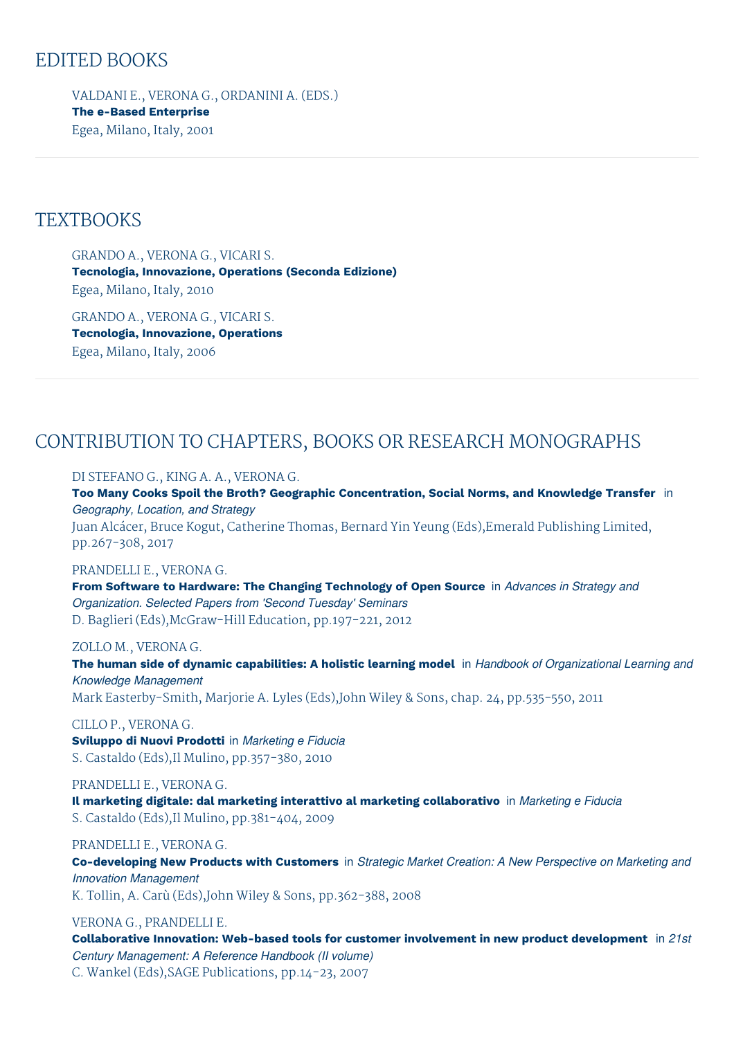## EDITED BOOKS

VALDANI E., VERONA G., ORDANINI A. (EDS.)
**The e-Based Enterprise**
Egea, Milano, Italy, 2001

## TEXTBOOKS

GRANDO A., VERONA G., VICARI S.
**Tecnologia, Innovazione, Operations (Seconda Edizione)**
Egea, Milano, Italy, 2010

GRANDO A., VERONA G., VICARI S.
**Tecnologia, Innovazione, Operations**
Egea, Milano, Italy, 2006

## CONTRIBUTION TO CHAPTERS, BOOKS OR RESEARCH MONOGRAPHS

DI STEFANO G., KING A. A., VERONA G.
**Too Many Cooks Spoil the Broth? Geographic Concentration, Social Norms, and Knowledge Transfer** in *Geography, Location, and Strategy*
Juan Alcácer, Bruce Kogut, Catherine Thomas, Bernard Yin Yeung (Eds),Emerald Publishing Limited, pp.267-308, 2017

PRANDELLI E., VERONA G.
**From Software to Hardware: The Changing Technology of Open Source** in *Advances in Strategy and Organization. Selected Papers from 'Second Tuesday' Seminars*
D. Baglieri (Eds),McGraw-Hill Education, pp.197-221, 2012

ZOLLO M., VERONA G.
**The human side of dynamic capabilities: A holistic learning model** in *Handbook of Organizational Learning and Knowledge Management*
Mark Easterby-Smith, Marjorie A. Lyles (Eds),John Wiley & Sons, chap. 24, pp.535-550, 2011

CILLO P., VERONA G.
**Sviluppo di Nuovi Prodotti** in *Marketing e Fiducia*
S. Castaldo (Eds),Il Mulino, pp.357-380, 2010

PRANDELLI E., VERONA G.
**Il marketing digitale: dal marketing interattivo al marketing collaborativo** in *Marketing e Fiducia*
S. Castaldo (Eds),Il Mulino, pp.381-404, 2009

PRANDELLI E., VERONA G.
**Co-developing New Products with Customers** in *Strategic Market Creation: A New Perspective on Marketing and Innovation Management*
K. Tollin, A. Carù (Eds),John Wiley & Sons, pp.362-388, 2008

VERONA G., PRANDELLI E.
**Collaborative Innovation: Web-based tools for customer involvement in new product development** in *21st Century Management: A Reference Handbook (II volume)*
C. Wankel (Eds),SAGE Publications, pp.14-23, 2007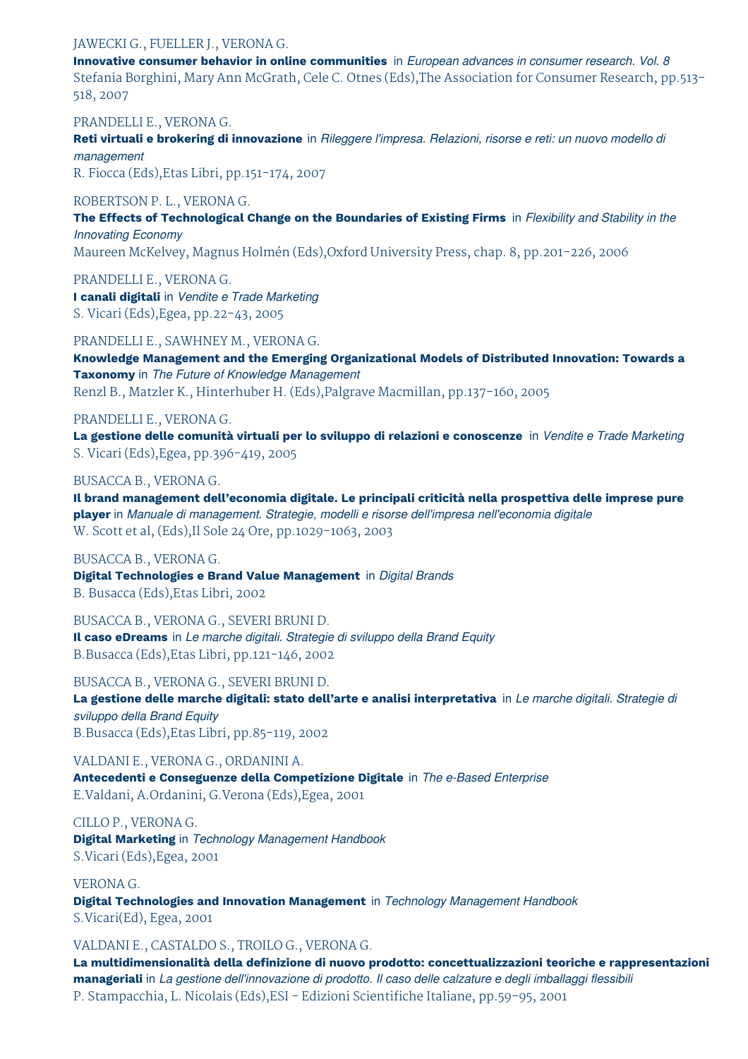JAWECKI G., FUELLER J., VERONA G.
**Innovative consumer behavior in online communities** in *European advances in consumer research. Vol. 8*
Stefania Borghini, Mary Ann McGrath, Cele C. Otnes (Eds),The Association for Consumer Research, pp.513-518, 2007

PRANDELLI E., VERONA G.
**Reti virtuali e brokering di innovazione** in *Rileggere l'impresa. Relazioni, risorse e reti: un nuovo modello di management*
R. Fiocca (Eds),Etas Libri, pp.151-174, 2007

ROBERTSON P. L., VERONA G.
**The Effects of Technological Change on the Boundaries of Existing Firms** in *Flexibility and Stability in the Innovating Economy*
Maureen McKelvey, Magnus Holmén (Eds),Oxford University Press, chap. 8, pp.201-226, 2006

PRANDELLI E., VERONA G.
**I canali digitali** in *Vendite e Trade Marketing*
S. Vicari (Eds),Egea, pp.22-43, 2005

PRANDELLI E., SAWHNEY M., VERONA G.
**Knowledge Management and the Emerging Organizational Models of Distributed Innovation: Towards a Taxonomy** in *The Future of Knowledge Management*
Renzl B., Matzler K., Hinterhuber H. (Eds),Palgrave Macmillan, pp.137-160, 2005

PRANDELLI E., VERONA G.
**La gestione delle comunità virtuali per lo sviluppo di relazioni e conoscenze** in *Vendite e Trade Marketing*
S. Vicari (Eds),Egea, pp.396-419, 2005

BUSACCA B., VERONA G.
**Il brand management dell'economia digitale. Le principali criticità nella prospettiva delle imprese pure player** in *Manuale di management. Strategie, modelli e risorse dell'impresa nell'economia digitale*
W. Scott et al, (Eds),Il Sole 24 Ore, pp.1029-1063, 2003

BUSACCA B., VERONA G.
**Digital Technologies e Brand Value Management** in *Digital Brands*
B. Busacca (Eds),Etas Libri, 2002

BUSACCA B., VERONA G., SEVERI BRUNI D.
**Il caso eDreams** in *Le marche digitali. Strategie di sviluppo della Brand Equity*
B.Busacca (Eds),Etas Libri, pp.121-146, 2002

BUSACCA B., VERONA G., SEVERI BRUNI D.
**La gestione delle marche digitali: stato dell'arte e analisi interpretativa** in *Le marche digitali. Strategie di sviluppo della Brand Equity*
B.Busacca (Eds),Etas Libri, pp.85-119, 2002

VALDANI E., VERONA G., ORDANINI A.
**Antecedenti e Conseguenze della Competizione Digitale** in *The e-Based Enterprise*
E.Valdani, A.Ordanini, G.Verona (Eds),Egea, 2001

CILLO P., VERONA G.
**Digital Marketing** in *Technology Management Handbook*
S.Vicari (Eds),Egea, 2001

VERONA G.
**Digital Technologies and Innovation Management** in *Technology Management Handbook*
S.Vicari(Ed), Egea, 2001

VALDANI E., CASTALDO S., TROILO G., VERONA G.
**La multidimensionalità della definizione di nuovo prodotto: concettualizzazioni teoriche e rappresentazioni manageriali** in *La gestione dell'innovazione di prodotto. Il caso delle calzature e degli imballaggi flessibili*
P. Stampacchia, L. Nicolais (Eds),ESI - Edizioni Scientifiche Italiane, pp.59-95, 2001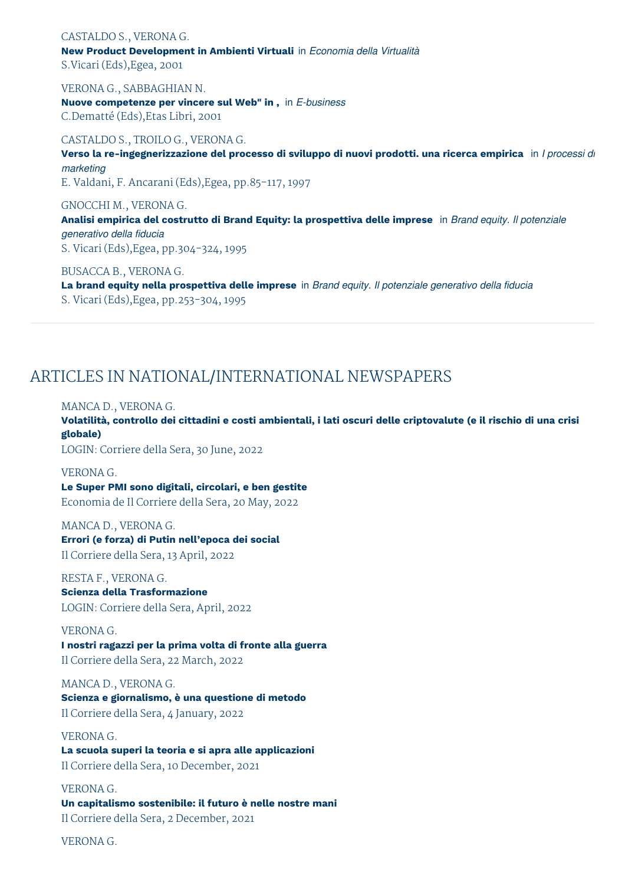CASTALDO S., VERONA G.
**New Product Development in Ambienti Virtuali** in *Economia della Virtualità*
S.Vicari (Eds),Egea, 2001

VERONA G., SABBAGHIAN N.
**Nuove competenze per vincere sul Web" in ,** in *E-business*
C.Dematté (Eds),Etas Libri, 2001

CASTALDO S., TROILO G., VERONA G.
**Verso la re-ingegnerizzazione del processo di sviluppo di nuovi prodotti. una ricerca empirica** in *I processi di marketing*
E. Valdani, F. Ancarani (Eds),Egea, pp.85-117, 1997

GNOCCHI M., VERONA G.
**Analisi empirica del costrutto di Brand Equity: la prospettiva delle imprese** in *Brand equity. Il potenziale generativo della fiducia*
S. Vicari (Eds),Egea, pp.304-324, 1995

BUSACCA B., VERONA G.
**La brand equity nella prospettiva delle imprese** in *Brand equity. Il potenziale generativo della fiducia*
S. Vicari (Eds),Egea, pp.253-304, 1995

## ARTICLES IN NATIONAL/INTERNATIONAL NEWSPAPERS

MANCA D., VERONA G.
**Volatilità, controllo dei cittadini e costi ambientali, i lati oscuri delle criptovalute (e il rischio di una crisi globale)**
LOGIN: Corriere della Sera, 30 June, 2022

VERONA G.
**Le Super PMI sono digitali, circolari, e ben gestite**
Economia de Il Corriere della Sera, 20 May, 2022

MANCA D., VERONA G.
**Errori (e forza) di Putin nell'epoca dei social**
Il Corriere della Sera, 13 April, 2022

RESTA F., VERONA G.
**Scienza della Trasformazione**
LOGIN: Corriere della Sera, April, 2022

VERONA G.
**I nostri ragazzi per la prima volta di fronte alla guerra**
Il Corriere della Sera, 22 March, 2022

MANCA D., VERONA G.
**Scienza e giornalismo, è una questione di metodo**
Il Corriere della Sera, 4 January, 2022

VERONA G.
**La scuola superi la teoria e si apra alle applicazioni**
Il Corriere della Sera, 10 December, 2021

VERONA G.
**Un capitalismo sostenibile: il futuro è nelle nostre mani**
Il Corriere della Sera, 2 December, 2021

VERONA G.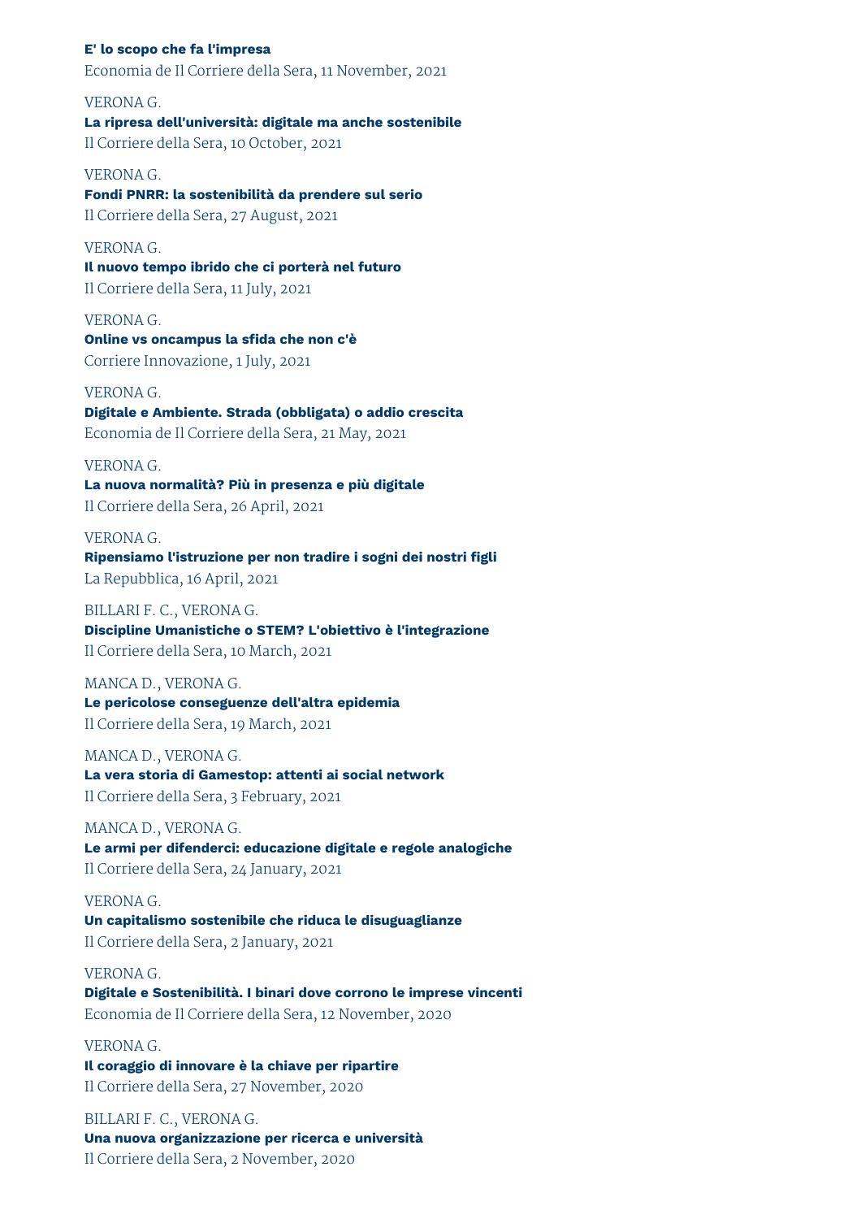**E' lo scopo che fa l'impresa**
Economia de Il Corriere della Sera, 11 November, 2021

VERONA G.
**La ripresa dell'università: digitale ma anche sostenibile**
Il Corriere della Sera, 10 October, 2021

VERONA G.
**Fondi PNRR: la sostenibilità da prendere sul serio**
Il Corriere della Sera, 27 August, 2021

VERONA G.
**Il nuovo tempo ibrido che ci porterà nel futuro**
Il Corriere della Sera, 11 July, 2021

VERONA G.
**Online vs oncampus la sfida che non c'è**
Corriere Innovazione, 1 July, 2021

VERONA G.
**Digitale e Ambiente. Strada (obbligata) o addio crescita**
Economia de Il Corriere della Sera, 21 May, 2021

VERONA G.
**La nuova normalità? Più in presenza e più digitale**
Il Corriere della Sera, 26 April, 2021

VERONA G.
**Ripensiamo l'istruzione per non tradire i sogni dei nostri figli**
La Repubblica, 16 April, 2021

BILLARI F. C., VERONA G.
**Discipline Umanistiche o STEM? L'obiettivo è l'integrazione**
Il Corriere della Sera, 10 March, 2021

MANCA D., VERONA G.
**Le pericolose conseguenze dell'altra epidemia**
Il Corriere della Sera, 19 March, 2021

MANCA D., VERONA G.
**La vera storia di Gamestop: attenti ai social network**
Il Corriere della Sera, 3 February, 2021

MANCA D., VERONA G.
**Le armi per difenderci: educazione digitale e regole analogiche**
Il Corriere della Sera, 24 January, 2021

VERONA G.
**Un capitalismo sostenibile che riduca le disuguaglianze**
Il Corriere della Sera, 2 January, 2021

VERONA G.
**Digitale e Sostenibilità. I binari dove corrono le imprese vincenti**
Economia de Il Corriere della Sera, 12 November, 2020

VERONA G.
**Il coraggio di innovare è la chiave per ripartire**
Il Corriere della Sera, 27 November, 2020

BILLARI F. C., VERONA G.
**Una nuova organizzazione per ricerca e università**
Il Corriere della Sera, 2 November, 2020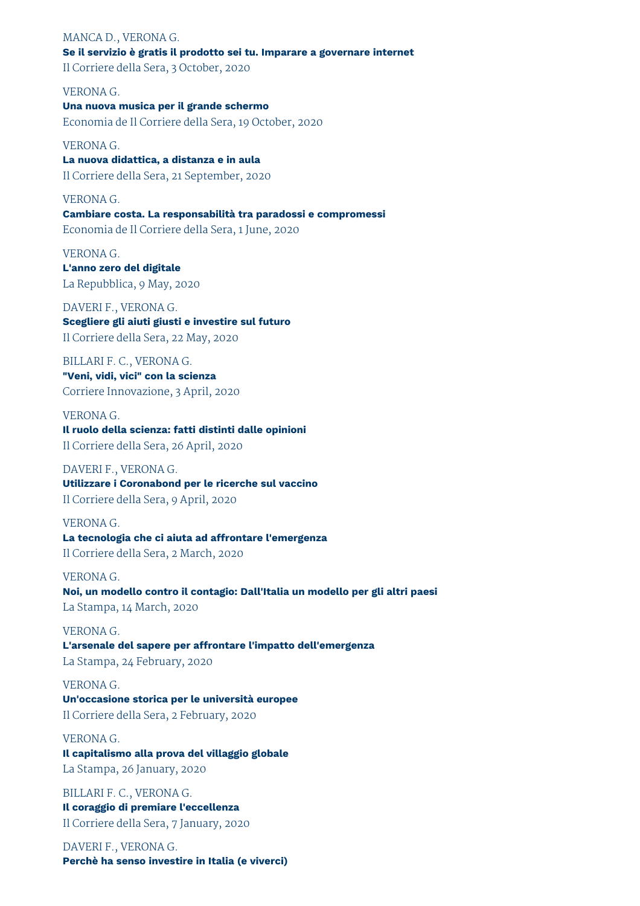MANCA D., VERONA G.
**Se il servizio è gratis il prodotto sei tu. Imparare a governare internet**
Il Corriere della Sera, 3 October, 2020

VERONA G.
**Una nuova musica per il grande schermo**
Economia de Il Corriere della Sera, 19 October, 2020

VERONA G.
**La nuova didattica, a distanza e in aula**
Il Corriere della Sera, 21 September, 2020

VERONA G.
**Cambiare costa. La responsabilità tra paradossi e compromessi**
Economia de Il Corriere della Sera, 1 June, 2020

VERONA G.
**L'anno zero del digitale**
La Repubblica, 9 May, 2020

DAVERI F., VERONA G.
**Scegliere gli aiuti giusti e investire sul futuro**
Il Corriere della Sera, 22 May, 2020

BILLARI F. C., VERONA G.
**"Veni, vidi, vici" con la scienza**
Corriere Innovazione, 3 April, 2020

VERONA G.
**Il ruolo della scienza: fatti distinti dalle opinioni**
Il Corriere della Sera, 26 April, 2020

DAVERI F., VERONA G.
**Utilizzare i Coronabond per le ricerche sul vaccino**
Il Corriere della Sera, 9 April, 2020

VERONA G.
**La tecnologia che ci aiuta ad affrontare l'emergenza**
Il Corriere della Sera, 2 March, 2020

VERONA G.
**Noi, un modello contro il contagio: Dall'Italia un modello per gli altri paesi**
La Stampa, 14 March, 2020

VERONA G.
**L'arsenale del sapere per affrontare l'impatto dell'emergenza**
La Stampa, 24 February, 2020

VERONA G.
**Un'occasione storica per le università europee**
Il Corriere della Sera, 2 February, 2020

VERONA G.
**Il capitalismo alla prova del villaggio globale**
La Stampa, 26 January, 2020

BILLARI F. C., VERONA G.
**Il coraggio di premiare l'eccellenza**
Il Corriere della Sera, 7 January, 2020

DAVERI F., VERONA G.
**Perchè ha senso investire in Italia (e viverci)**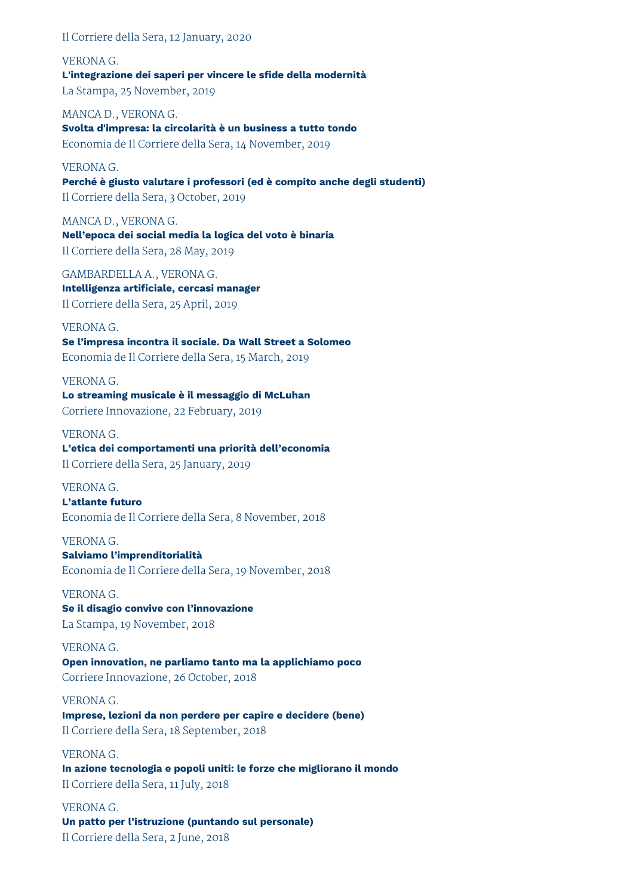Il Corriere della Sera, 12 January, 2020

VERONA G.
**L'integrazione dei saperi per vincere le sfide della modernità**
La Stampa, 25 November, 2019

MANCA D., VERONA G.
**Svolta d'impresa: la circolarità è un business a tutto tondo**
Economia de Il Corriere della Sera, 14 November, 2019

VERONA G.
**Perché è giusto valutare i professori (ed è compito anche degli studenti)**
Il Corriere della Sera, 3 October, 2019

MANCA D., VERONA G.
**Nell'epoca dei social media la logica del voto è binaria**
Il Corriere della Sera, 28 May, 2019

GAMBARDELLA A., VERONA G.
**Intelligenza artificiale, cercasi manager**
Il Corriere della Sera, 25 April, 2019

VERONA G.
**Se l'impresa incontra il sociale. Da Wall Street a Solomeo**
Economia de Il Corriere della Sera, 15 March, 2019

VERONA G.
**Lo streaming musicale è il messaggio di McLuhan**
Corriere Innovazione, 22 February, 2019

VERONA G.
**L'etica dei comportamenti una priorità dell'economia**
Il Corriere della Sera, 25 January, 2019

VERONA G.
**L'atlante futuro**
Economia de Il Corriere della Sera, 8 November, 2018

VERONA G.
**Salviamo l'imprenditorialità**
Economia de Il Corriere della Sera, 19 November, 2018

VERONA G.
**Se il disagio convive con l'innovazione**
La Stampa, 19 November, 2018

VERONA G.
**Open innovation, ne parliamo tanto ma la applichiamo poco**
Corriere Innovazione, 26 October, 2018

VERONA G.
**Imprese, lezioni da non perdere per capire e decidere (bene)**
Il Corriere della Sera, 18 September, 2018

VERONA G.
**In azione tecnologia e popoli uniti: le forze che migliorano il mondo**
Il Corriere della Sera, 11 July, 2018

VERONA G.
**Un patto per l'istruzione (puntando sul personale)**
Il Corriere della Sera, 2 June, 2018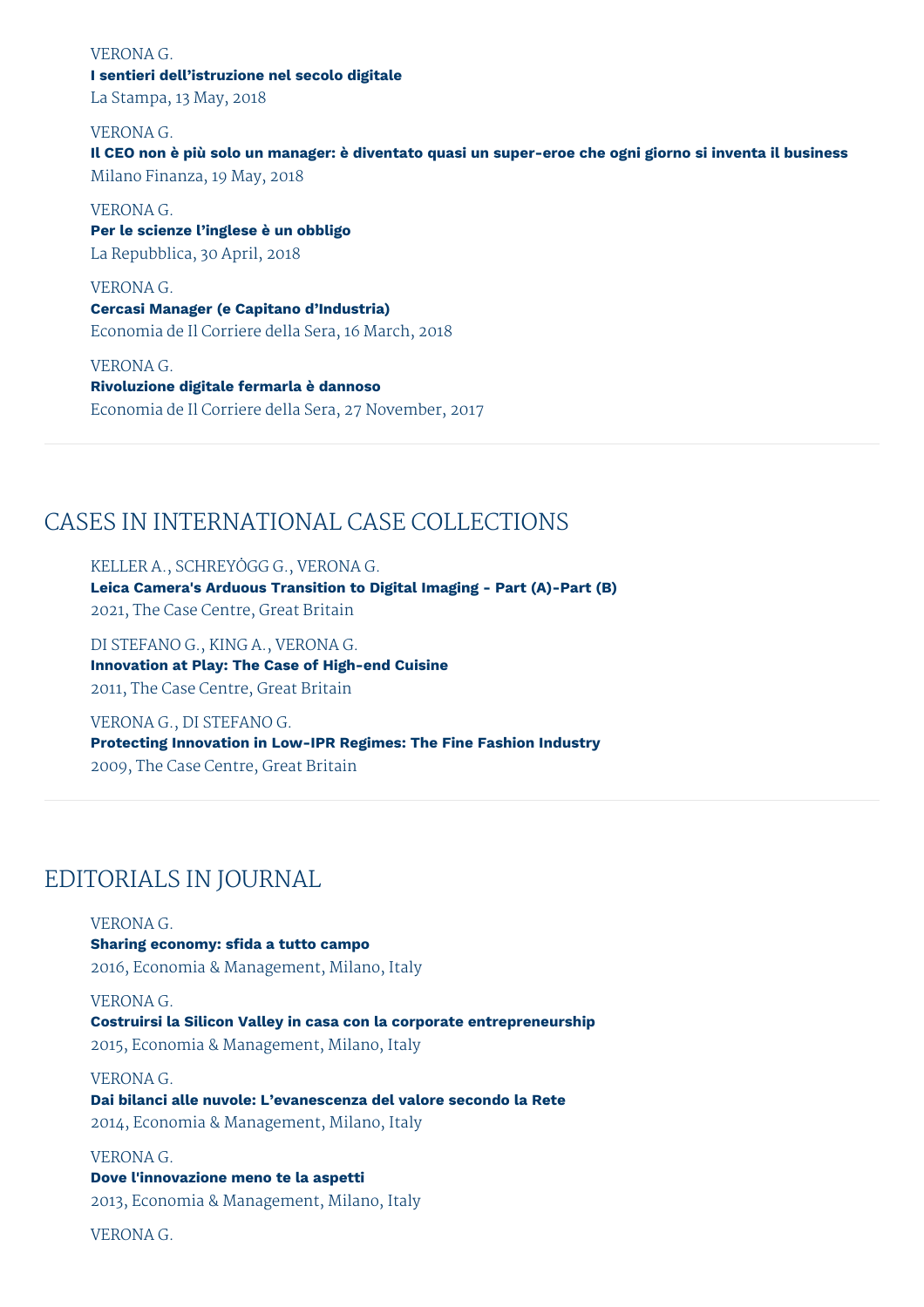VERONA G.
**I sentieri dell'istruzione nel secolo digitale**
La Stampa, 13 May, 2018

VERONA G.
**Il CEO non è più solo un manager: è diventato quasi un super-eroe che ogni giorno si inventa il business**
Milano Finanza, 19 May, 2018

VERONA G.
**Per le scienze l'inglese è un obbligo**
La Repubblica, 30 April, 2018

VERONA G.
**Cercasi Manager (e Capitano d'Industria)**
Economia de Il Corriere della Sera, 16 March, 2018

VERONA G.
**Rivoluzione digitale fermarla è dannoso**
Economia de Il Corriere della Sera, 27 November, 2017

## CASES IN INTERNATIONAL CASE COLLECTIONS

KELLER A., SCHREYÖGG G., VERONA G.
**Leica Camera's Arduous Transition to Digital Imaging - Part (A)-Part (B)**
2021, The Case Centre, Great Britain

DI STEFANO G., KING A., VERONA G.
**Innovation at Play: The Case of High-end Cuisine**
2011, The Case Centre, Great Britain

VERONA G., DI STEFANO G.
**Protecting Innovation in Low-IPR Regimes: The Fine Fashion Industry**
2009, The Case Centre, Great Britain

## EDITORIALS IN JOURNAL

VERONA G.
**Sharing economy: sfida a tutto campo**
2016, Economia & Management, Milano, Italy

VERONA G.
**Costruirsi la Silicon Valley in casa con la corporate entrepreneurship**
2015, Economia & Management, Milano, Italy

VERONA G.
**Dai bilanci alle nuvole: L'evanescenza del valore secondo la Rete**
2014, Economia & Management, Milano, Italy

VERONA G.
**Dove l'innovazione meno te la aspetti**
2013, Economia & Management, Milano, Italy

VERONA G.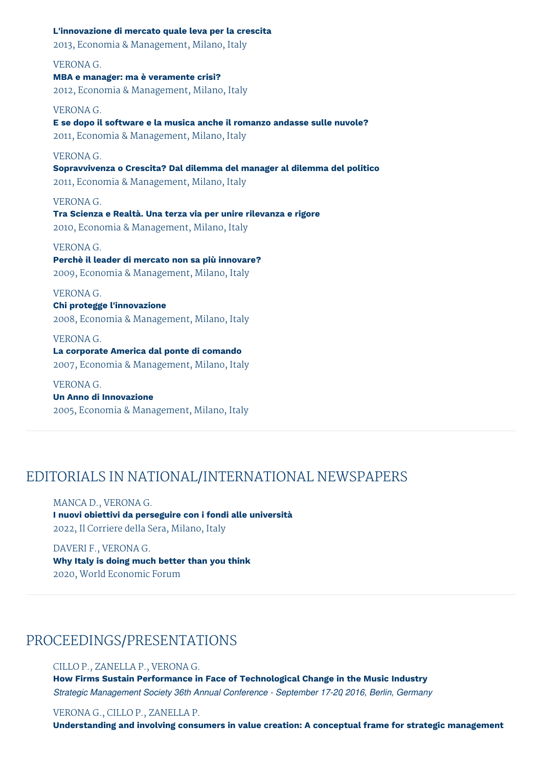**L'innovazione di mercato quale leva per la crescita**
2013, Economia & Management, Milano, Italy

VERONA G.
**MBA e manager: ma è veramente crisi?**
2012, Economia & Management, Milano, Italy

VERONA G.
**E se dopo il software e la musica anche il romanzo andasse sulle nuvole?**
2011, Economia & Management, Milano, Italy

VERONA G.
**Sopravvivenza o Crescita? Dal dilemma del manager al dilemma del politico**
2011, Economia & Management, Milano, Italy

VERONA G.
**Tra Scienza e Realtà. Una terza via per unire rilevanza e rigore**
2010, Economia & Management, Milano, Italy

VERONA G.
**Perchè il leader di mercato non sa più innovare?**
2009, Economia & Management, Milano, Italy

VERONA G.
**Chi protegge l'innovazione**
2008, Economia & Management, Milano, Italy

VERONA G.
**La corporate America dal ponte di comando**
2007, Economia & Management, Milano, Italy

VERONA G.
**Un Anno di Innovazione**
2005, Economia & Management, Milano, Italy

## EDITORIALS IN NATIONAL/INTERNATIONAL NEWSPAPERS

MANCA D., VERONA G.
**I nuovi obiettivi da perseguire con i fondi alle università**
2022, Il Corriere della Sera, Milano, Italy

DAVERI F., VERONA G.
**Why Italy is doing much better than you think**
2020, World Economic Forum

## PROCEEDINGS/PRESENTATIONS

CILLO P., ZANELLA P., VERONA G.
**How Firms Sustain Performance in Face of Technological Change in the Music Industry**
*Strategic Management Society 36th Annual Conference - September 17-20, 2016, Berlin, Germany*

VERONA G., CILLO P., ZANELLA P.
**Understanding and involving consumers in value creation: A conceptual frame for strategic management**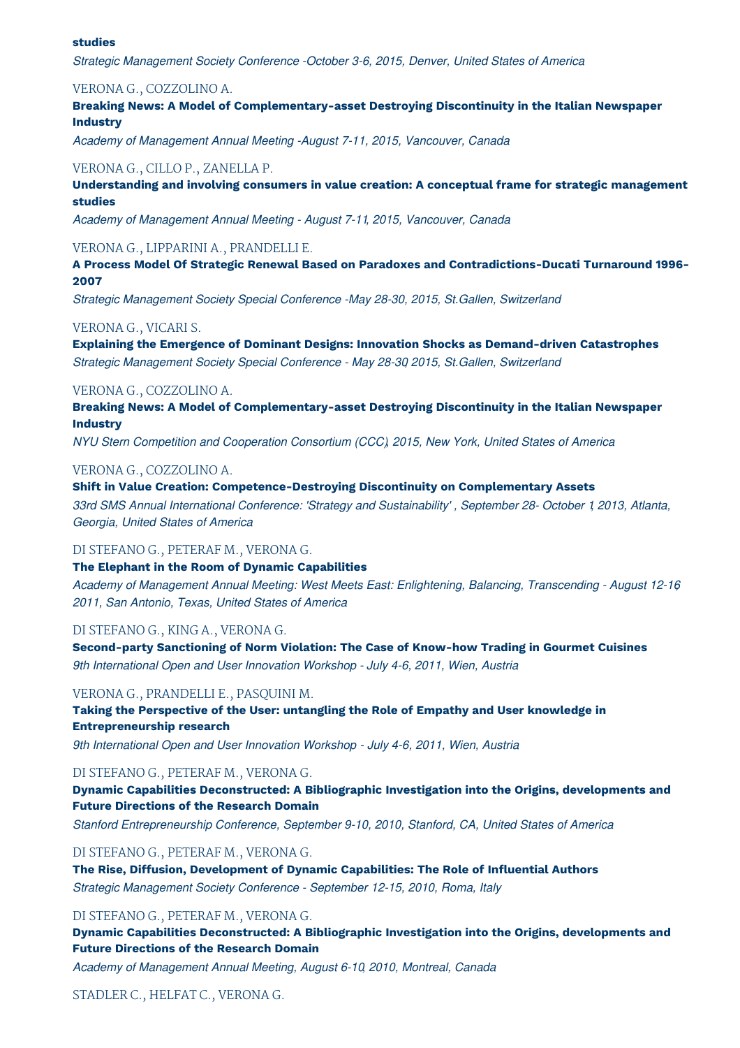**studies**

*Strategic Management Society Conference -October 3-6, 2015, Denver, United States of America*

VERONA G., COZZOLINO A.

**Breaking News: A Model of Complementary-asset Destroying Discontinuity in the Italian Newspaper Industry**

*Academy of Management Annual Meeting -August 7-11, 2015, Vancouver, Canada*

VERONA G., CILLO P., ZANELLA P.

**Understanding and involving consumers in value creation: A conceptual frame for strategic management studies**

*Academy of Management Annual Meeting - August 7-11, 2015, Vancouver, Canada*

VERONA G., LIPPARINI A., PRANDELLI E.

**A Process Model Of Strategic Renewal Based on Paradoxes and Contradictions-Ducati Turnaround 1996-2007**

*Strategic Management Society Special Conference -May 28-30, 2015, St.Gallen, Switzerland*

VERONA G., VICARI S.

**Explaining the Emergence of Dominant Designs: Innovation Shocks as Demand-driven Catastrophes**

*Strategic Management Society Special Conference - May 28-30, 2015, St.Gallen, Switzerland*

VERONA G., COZZOLINO A.

**Breaking News: A Model of Complementary-asset Destroying Discontinuity in the Italian Newspaper Industry**

*NYU Stern Competition and Cooperation Consortium (CCC), 2015, New York, United States of America*

VERONA G., COZZOLINO A.

**Shift in Value Creation: Competence-Destroying Discontinuity on Complementary Assets**

*33rd SMS Annual International Conference: 'Strategy and Sustainability' , September 28- October 1, 2013, Atlanta, Georgia, United States of America*

DI STEFANO G., PETERAF M., VERONA G.

**The Elephant in the Room of Dynamic Capabilities**

*Academy of Management Annual Meeting: West Meets East: Enlightening, Balancing, Transcending - August 12-16, 2011, San Antonio, Texas, United States of America*

DI STEFANO G., KING A., VERONA G.

**Second-party Sanctioning of Norm Violation: The Case of Know-how Trading in Gourmet Cuisines**

*9th International Open and User Innovation Workshop - July 4-6, 2011, Wien, Austria*

VERONA G., PRANDELLI E., PASQUINI M.

**Taking the Perspective of the User: untangling the Role of Empathy and User knowledge in Entrepreneurship research**

*9th International Open and User Innovation Workshop - July 4-6, 2011, Wien, Austria*

DI STEFANO G., PETERAF M., VERONA G.

**Dynamic Capabilities Deconstructed: A Bibliographic Investigation into the Origins, developments and Future Directions of the Research Domain**

*Stanford Entrepreneurship Conference, September 9-10, 2010, Stanford, CA, United States of America*

DI STEFANO G., PETERAF M., VERONA G.

**The Rise, Diffusion, Development of Dynamic Capabilities: The Role of Influential Authors**

*Strategic Management Society Conference - September 12-15, 2010, Roma, Italy*

DI STEFANO G., PETERAF M., VERONA G.

**Dynamic Capabilities Deconstructed: A Bibliographic Investigation into the Origins, developments and Future Directions of the Research Domain**

*Academy of Management Annual Meeting, August 6-10, 2010, Montreal, Canada*

STADLER C., HELFAT C., VERONA G.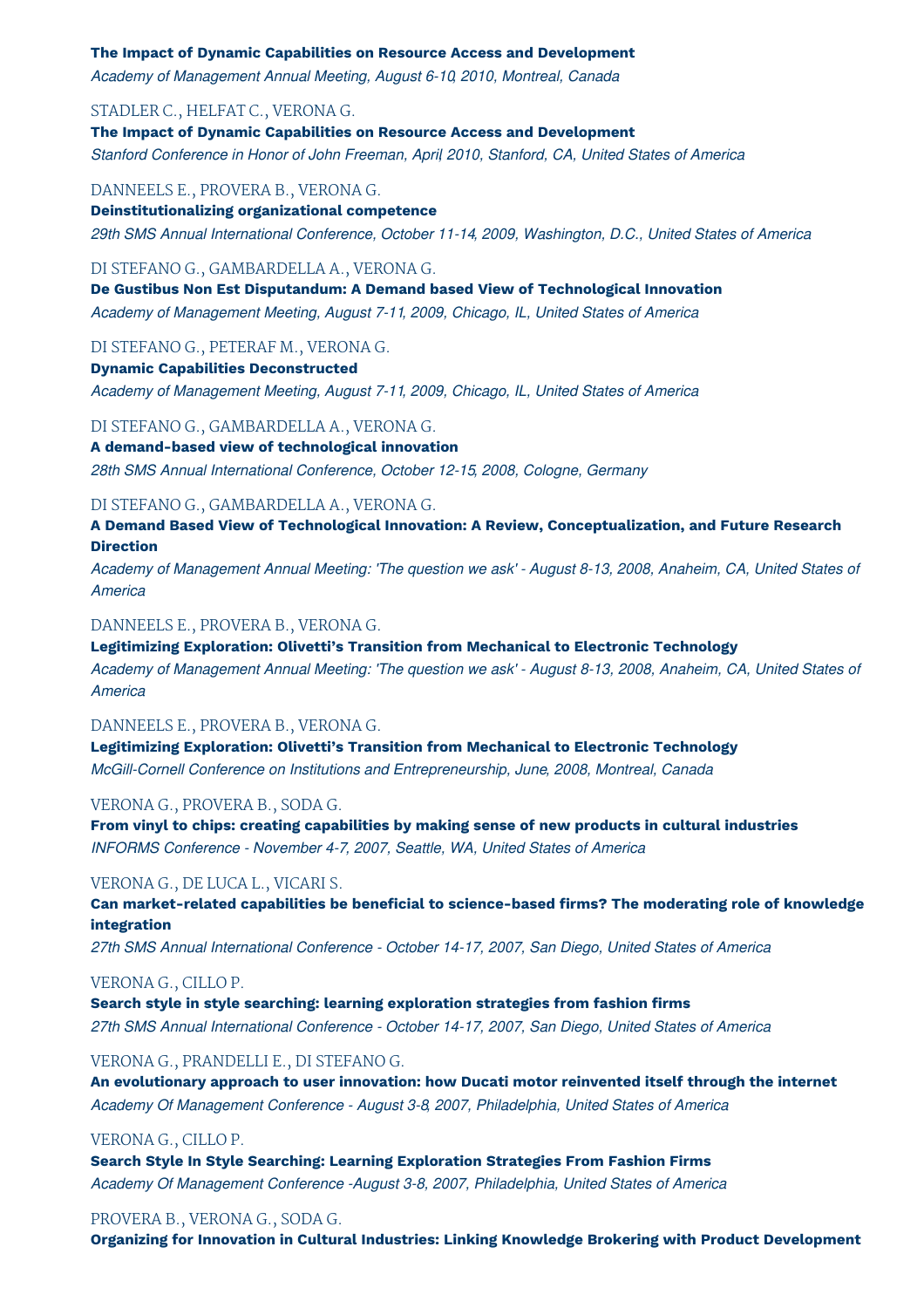**The Impact of Dynamic Capabilities on Resource Access and Development**

*Academy of Management Annual Meeting, August 6-10, 2010, Montreal, Canada*

STADLER C., HELFAT C., VERONA G.

**The Impact of Dynamic Capabilities on Resource Access and Development**

*Stanford Conference in Honor of John Freeman, April 2010, Stanford, CA, United States of America*

DANNEELS E., PROVERA B., VERONA G.

**Deinstitutionalizing organizational competence**

*29th SMS Annual International Conference, October 11-14, 2009, Washington, D.C., United States of America*

DI STEFANO G., GAMBARDELLA A., VERONA G.

**De Gustibus Non Est Disputandum: A Demand based View of Technological Innovation**

*Academy of Management Meeting, August 7-11, 2009, Chicago, IL, United States of America*

DI STEFANO G., PETERAF M., VERONA G.

**Dynamic Capabilities Deconstructed**

*Academy of Management Meeting, August 7-11, 2009, Chicago, IL, United States of America*

DI STEFANO G., GAMBARDELLA A., VERONA G.

**A demand-based view of technological innovation**

*28th SMS Annual International Conference, October 12-15, 2008, Cologne, Germany*

DI STEFANO G., GAMBARDELLA A., VERONA G.

**A Demand Based View of Technological Innovation: A Review, Conceptualization, and Future Research Direction**

*Academy of Management Annual Meeting: 'The question we ask' - August 8-13, 2008, Anaheim, CA, United States of America*

DANNEELS E., PROVERA B., VERONA G.

**Legitimizing Exploration: Olivetti's Transition from Mechanical to Electronic Technology**

*Academy of Management Annual Meeting: 'The question we ask' - August 8-13, 2008, Anaheim, CA, United States of America*

DANNEELS E., PROVERA B., VERONA G.

**Legitimizing Exploration: Olivetti's Transition from Mechanical to Electronic Technology**

*McGill-Cornell Conference on Institutions and Entrepreneurship, June, 2008, Montreal, Canada*

VERONA G., PROVERA B., SODA G.

**From vinyl to chips: creating capabilities by making sense of new products in cultural industries**

*INFORMS Conference - November 4-7, 2007, Seattle, WA, United States of America*

VERONA G., DE LUCA L., VICARI S.

**Can market-related capabilities be beneficial to science-based firms? The moderating role of knowledge integration**

*27th SMS Annual International Conference - October 14-17, 2007, San Diego, United States of America*

VERONA G., CILLO P.

**Search style in style searching: learning exploration strategies from fashion firms**

*27th SMS Annual International Conference - October 14-17, 2007, San Diego, United States of America*

VERONA G., PRANDELLI E., DI STEFANO G.

**An evolutionary approach to user innovation: how Ducati motor reinvented itself through the internet**

*Academy Of Management Conference - August 3-8, 2007, Philadelphia, United States of America*

VERONA G., CILLO P.

**Search Style In Style Searching: Learning Exploration Strategies From Fashion Firms**

*Academy Of Management Conference -August 3-8, 2007, Philadelphia, United States of America*

PROVERA B., VERONA G., SODA G.

**Organizing for Innovation in Cultural Industries: Linking Knowledge Brokering with Product Development**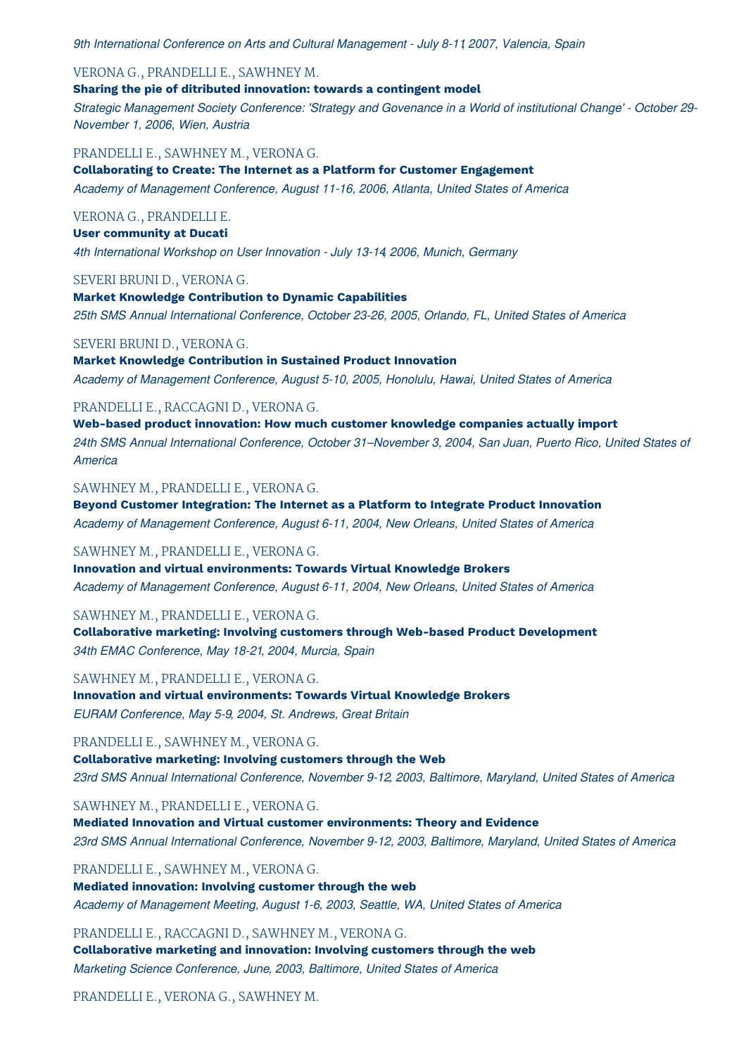*9th International Conference on Arts and Cultural Management - July 8-11, 2007, Valencia, Spain*

VERONA G., PRANDELLI E., SAWHNEY M.
**Sharing the pie of ditributed innovation: towards a contingent model**
*Strategic Management Society Conference: 'Strategy and Govenance in a World of institutional Change' - October 29-November 1, 2006, Wien, Austria*

PRANDELLI E., SAWHNEY M., VERONA G.
**Collaborating to Create: The Internet as a Platform for Customer Engagement**
*Academy of Management Conference, August 11-16, 2006, Atlanta, United States of America*

VERONA G., PRANDELLI E.
**User community at Ducati**
*4th International Workshop on User Innovation - July 13-14, 2006, Munich, Germany*

SEVERI BRUNI D., VERONA G.
**Market Knowledge Contribution to Dynamic Capabilities**
*25th SMS Annual International Conference, October 23-26, 2005, Orlando, FL, United States of America*

SEVERI BRUNI D., VERONA G.
**Market Knowledge Contribution in Sustained Product Innovation**
*Academy of Management Conference, August 5-10, 2005, Honolulu, Hawai, United States of America*

PRANDELLI E., RACCAGNI D., VERONA G.
**Web-based product innovation: How much customer knowledge companies actually import**
*24th SMS Annual International Conference, October 31–November 3, 2004, San Juan, Puerto Rico, United States of America*

SAWHNEY M., PRANDELLI E., VERONA G.
**Beyond Customer Integration: The Internet as a Platform to Integrate Product Innovation**
*Academy of Management Conference, August 6-11, 2004, New Orleans, United States of America*

SAWHNEY M., PRANDELLI E., VERONA G.
**Innovation and virtual environments: Towards Virtual Knowledge Brokers**
*Academy of Management Conference, August 6-11, 2004, New Orleans, United States of America*

SAWHNEY M., PRANDELLI E., VERONA G.
**Collaborative marketing: Involving customers through Web-based Product Development**
*34th EMAC Conference, May 18-21, 2004, Murcia, Spain*

SAWHNEY M., PRANDELLI E., VERONA G.
**Innovation and virtual environments: Towards Virtual Knowledge Brokers**
*EURAM Conference, May 5-9, 2004, St. Andrews, Great Britain*

PRANDELLI E., SAWHNEY M., VERONA G.
**Collaborative marketing: Involving customers through the Web**
*23rd SMS Annual International Conference, November 9-12, 2003, Baltimore, Maryland, United States of America*

SAWHNEY M., PRANDELLI E., VERONA G.
**Mediated Innovation and Virtual customer environments: Theory and Evidence**
*23rd SMS Annual International Conference, November 9-12, 2003, Baltimore, Maryland, United States of America*

PRANDELLI E., SAWHNEY M., VERONA G.
**Mediated innovation: Involving customer through the web**
*Academy of Management Meeting, August 1-6, 2003, Seattle, WA, United States of America*

PRANDELLI E., RACCAGNI D., SAWHNEY M., VERONA G.
**Collaborative marketing and innovation: Involving customers through the web**
*Marketing Science Conference, June, 2003, Baltimore, United States of America*

PRANDELLI E., VERONA G., SAWHNEY M.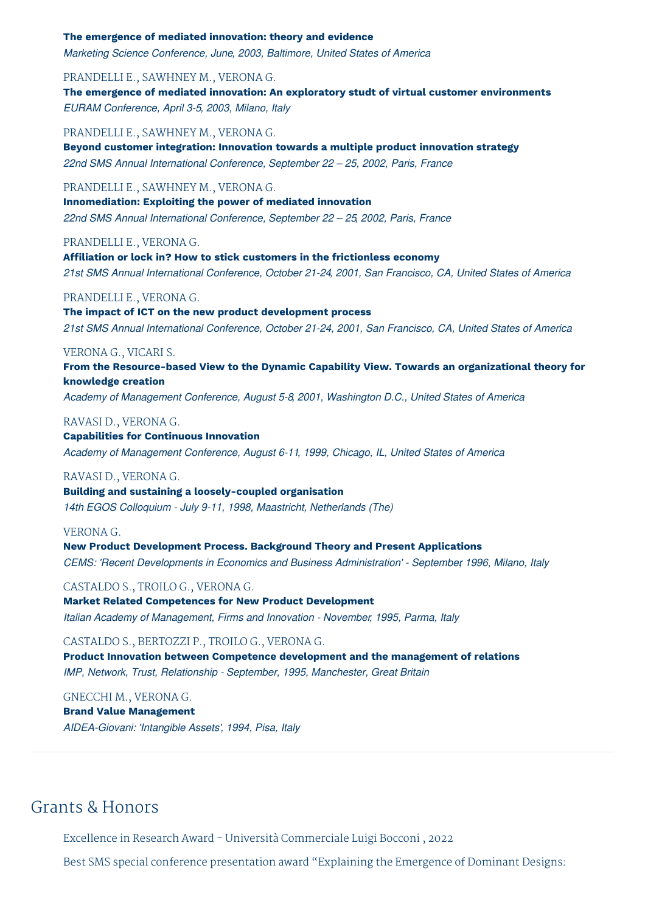**The emergence of mediated innovation: theory and evidence**
*Marketing Science Conference, June, 2003, Baltimore, United States of America*

PRANDELLI E., SAWHNEY M., VERONA G.
**The emergence of mediated innovation: An exploratory studt of virtual customer environments**
*EURAM Conference, April 3-5, 2003, Milano, Italy*

PRANDELLI E., SAWHNEY M., VERONA G.
**Beyond customer integration: Innovation towards a multiple product innovation strategy**
*22nd SMS Annual International Conference, September 22 – 25, 2002, Paris, France*

PRANDELLI E., SAWHNEY M., VERONA G.
**Innomediation: Exploiting the power of mediated innovation**
*22nd SMS Annual International Conference, September 22 – 25, 2002, Paris, France*

PRANDELLI E., VERONA G.
**Affiliation or lock in? How to stick customers in the frictionless economy**
*21st SMS Annual International Conference, October 21-24, 2001, San Francisco, CA, United States of America*

PRANDELLI E., VERONA G.
**The impact of ICT on the new product development process**
*21st SMS Annual International Conference, October 21-24, 2001, San Francisco, CA, United States of America*

VERONA G., VICARI S.
**From the Resource-based View to the Dynamic Capability View. Towards an organizational theory for knowledge creation**
*Academy of Management Conference, August 5-8, 2001, Washington D.C., United States of America*

RAVASI D., VERONA G.
**Capabilities for Continuous Innovation**
*Academy of Management Conference, August 6-11, 1999, Chicago, IL, United States of America*

RAVASI D., VERONA G.
**Building and sustaining a loosely-coupled organisation**
*14th EGOS Colloquium - July 9-11, 1998, Maastricht, Netherlands (The)*

VERONA G.
**New Product Development Process. Background Theory and Present Applications**
*CEMS: 'Recent Developments in Economics and Business Administration' - September, 1996, Milano, Italy*

CASTALDO S., TROILO G., VERONA G.
**Market Related Competences for New Product Development**
*Italian Academy of Management, Firms and Innovation - November, 1995, Parma, Italy*

CASTALDO S., BERTOZZI P., TROILO G., VERONA G.
**Product Innovation between Competence development and the management of relations**
*IMP, Network, Trust, Relationship - September, 1995, Manchester, Great Britain*

GNECCHI M., VERONA G.
**Brand Value Management**
*AIDEA-Giovani: 'Intangible Assets', 1994, Pisa, Italy*

## Grants & Honors

Excellence in Research Award - Università Commerciale Luigi Bocconi , 2022

Best SMS special conference presentation award "Explaining the Emergence of Dominant Designs: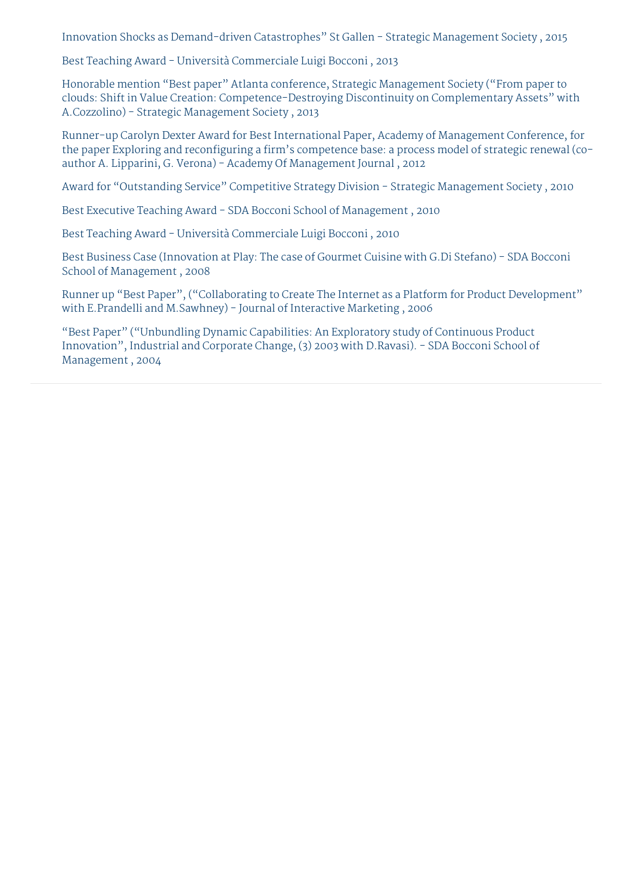Innovation Shocks as Demand-driven Catastrophes" St Gallen - Strategic Management Society , 2015

Best Teaching Award - Università Commerciale Luigi Bocconi , 2013

Honorable mention "Best paper" Atlanta conference, Strategic Management Society ("From paper to clouds: Shift in Value Creation: Competence-Destroying Discontinuity on Complementary Assets" with A.Cozzolino) - Strategic Management Society , 2013

Runner-up Carolyn Dexter Award for Best International Paper, Academy of Management Conference, for the paper Exploring and reconfiguring a firm's competence base: a process model of strategic renewal (co-author A. Lipparini, G. Verona) - Academy Of Management Journal , 2012

Award for "Outstanding Service" Competitive Strategy Division - Strategic Management Society , 2010

Best Executive Teaching Award - SDA Bocconi School of Management , 2010

Best Teaching Award - Università Commerciale Luigi Bocconi , 2010

Best Business Case (Innovation at Play: The case of Gourmet Cuisine with G.Di Stefano) - SDA Bocconi School of Management , 2008

Runner up "Best Paper", ("Collaborating to Create The Internet as a Platform for Product Development" with E.Prandelli and M.Sawhney) - Journal of Interactive Marketing , 2006

"Best Paper" ("Unbundling Dynamic Capabilities: An Exploratory study of Continuous Product Innovation", Industrial and Corporate Change, (3) 2003 with D.Ravasi). - SDA Bocconi School of Management , 2004